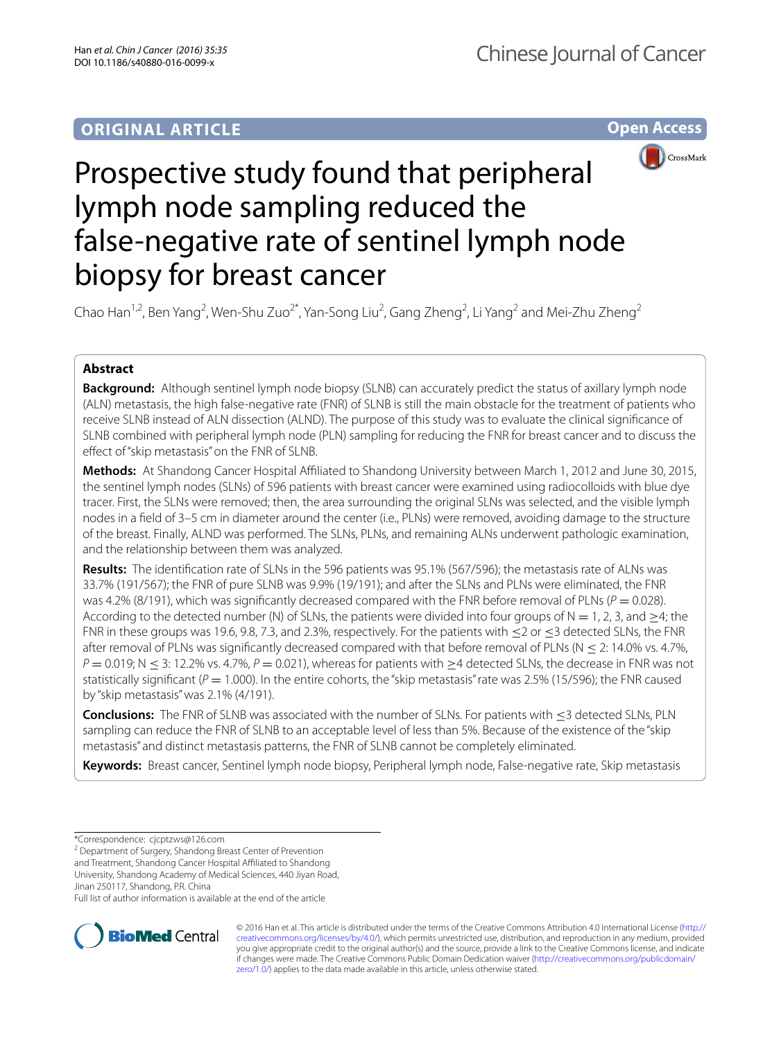ORIGINAL ARTICLE

Open Access

# Prospective study found that peripheral lymph node sampling reduced the false-negative rate of sentinel lymph node biopsy for breast cancer

Chao Han[1,2], Ben Yang[2], Wen-Shu Zuo[2*], Yan-Song Liu[2], Gang Zheng[2], Li Yang[2] and Mei-Zhu Zheng[2]

## Abstract

**Background:** Although sentinel lymph node biopsy (SLNB) can accurately predict the status of axillary lymph node (ALN) metastasis, the high false-negative rate (FNR) of SLNB is still the main obstacle for the treatment of patients who receive SLNB instead of ALN dissection (ALND). The purpose of this study was to evaluate the clinical significance of SLNB combined with peripheral lymph node (PLN) sampling for reducing the FNR for breast cancer and to discuss the effect of "skip metastasis" on the FNR of SLNB.

**Methods:** At Shandong Cancer Hospital Affiliated to Shandong University between March 1, 2012 and June 30, 2015, the sentinel lymph nodes (SLNs) of 596 patients with breast cancer were examined using radiocolloids with blue dye tracer. First, the SLNs were removed; then, the area surrounding the original SLNs was selected, and the visible lymph nodes in a field of 3–5 cm in diameter around the center (i.e., PLNs) were removed, avoiding damage to the structure of the breast. Finally, ALND was performed. The SLNs, PLNs, and remaining ALNs underwent pathologic examination, and the relationship between them was analyzed.

**Results:** The identification rate of SLNs in the 596 patients was 95.1% (567/596); the metastasis rate of ALNs was 33.7% (191/567); the FNR of pure SLNB was 9.9% (19/191); and after the SLNs and PLNs were eliminated, the FNR was 4.2% (8/191), which was significantly decreased compared with the FNR before removal of PLNs ($P = 0.028$). According to the detected number (N) of SLNs, the patients were divided into four groups of N = 1, 2, 3, and ≥4; the FNR in these groups was 19.6, 9.8, 7.3, and 2.3%, respectively. For the patients with ≤2 or ≤3 detected SLNs, the FNR after removal of PLNs was significantly decreased compared with that before removal of PLNs (N ≤ 2: 14.0% vs. 4.7%, $P = 0.019$; N ≤ 3: 12.2% vs. 4.7%, $P = 0.021$), whereas for patients with ≥4 detected SLNs, the decrease in FNR was not statistically significant ($P = 1.000$). In the entire cohorts, the "skip metastasis" rate was 2.5% (15/596); the FNR caused by "skip metastasis" was 2.1% (4/191).

**Conclusions:** The FNR of SLNB was associated with the number of SLNs. For patients with ≤3 detected SLNs, PLN sampling can reduce the FNR of SLNB to an acceptable level of less than 5%. Because of the existence of the "skip metastasis" and distinct metastasis patterns, the FNR of SLNB cannot be completely eliminated.

**Keywords:** Breast cancer, Sentinel lymph node biopsy, Peripheral lymph node, False-negative rate, Skip metastasis

*Correspondence: cjcptzws@126.com

[2] Department of Surgery, Shandong Breast Center of Prevention and Treatment, Shandong Cancer Hospital Affiliated to Shandong University, Shandong Academy of Medical Sciences, 440 Jiyan Road, Jinan 250117, Shandong, P.R. China

Full list of author information is available at the end of the article

© 2016 Han et al. This article is distributed under the terms of the Creative Commons Attribution 4.0 International License (http://creativecommons.org/licenses/by/4.0/), which permits unrestricted use, distribution, and reproduction in any medium, provided you give appropriate credit to the original author(s) and the source, provide a link to the Creative Commons license, and indicate if changes were made. The Creative Commons Public Domain Dedication waiver (http://creativecommons.org/publicdomain/zero/1.0/) applies to the data made available in this article, unless otherwise stated.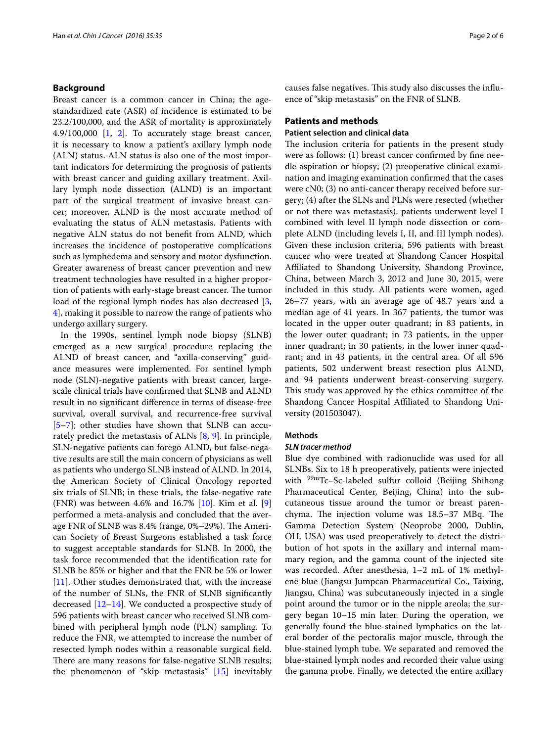## Background

Breast cancer is a common cancer in China; the age-standardized rate (ASR) of incidence is estimated to be 23.2/100,000, and the ASR of mortality is approximately 4.9/100,000 [1, 2]. To accurately stage breast cancer, it is necessary to know a patient's axillary lymph node (ALN) status. ALN status is also one of the most important indicators for determining the prognosis of patients with breast cancer and guiding axillary treatment. Axillary lymph node dissection (ALND) is an important part of the surgical treatment of invasive breast cancer; moreover, ALND is the most accurate method of evaluating the status of ALN metastasis. Patients with negative ALN status do not benefit from ALND, which increases the incidence of postoperative complications such as lymphedema and sensory and motor dysfunction. Greater awareness of breast cancer prevention and new treatment technologies have resulted in a higher proportion of patients with early-stage breast cancer. The tumor load of the regional lymph nodes has also decreased [3, 4], making it possible to narrow the range of patients who undergo axillary surgery.

In the 1990s, sentinel lymph node biopsy (SLNB) emerged as a new surgical procedure replacing the ALND of breast cancer, and "axilla-conserving" guidance measures were implemented. For sentinel lymph node (SLN)-negative patients with breast cancer, large-scale clinical trials have confirmed that SLNB and ALND result in no significant difference in terms of disease-free survival, overall survival, and recurrence-free survival [5–7]; other studies have shown that SLNB can accurately predict the metastasis of ALNs [8, 9]. In principle, SLN-negative patients can forego ALND, but false-negative results are still the main concern of physicians as well as patients who undergo SLNB instead of ALND. In 2014, the American Society of Clinical Oncology reported six trials of SLNB; in these trials, the false-negative rate (FNR) was between 4.6% and 16.7% [10]. Kim et al. [9] performed a meta-analysis and concluded that the average FNR of SLNB was 8.4% (range, 0%–29%). The American Society of Breast Surgeons established a task force to suggest acceptable standards for SLNB. In 2000, the task force recommended that the identification rate for SLNB be 85% or higher and that the FNR be 5% or lower [11]. Other studies demonstrated that, with the increase of the number of SLNs, the FNR of SLNB significantly decreased [12–14]. We conducted a prospective study of 596 patients with breast cancer who received SLNB combined with peripheral lymph node (PLN) sampling. To reduce the FNR, we attempted to increase the number of resected lymph nodes within a reasonable surgical field. There are many reasons for false-negative SLNB results; the phenomenon of "skip metastasis" [15] inevitably causes false negatives. This study also discusses the influence of "skip metastasis" on the FNR of SLNB.

## Patients and methods

### Patient selection and clinical data

The inclusion criteria for patients in the present study were as follows: (1) breast cancer confirmed by fine needle aspiration or biopsy; (2) preoperative clinical examination and imaging examination confirmed that the cases were cN0; (3) no anti-cancer therapy received before surgery; (4) after the SLNs and PLNs were resected (whether or not there was metastasis), patients underwent level I combined with level II lymph node dissection or complete ALND (including levels I, II, and III lymph nodes). Given these inclusion criteria, 596 patients with breast cancer who were treated at Shandong Cancer Hospital Affiliated to Shandong University, Shandong Province, China, between March 3, 2012 and June 30, 2015, were included in this study. All patients were women, aged 26–77 years, with an average age of 48.7 years and a median age of 41 years. In 367 patients, the tumor was located in the upper outer quadrant; in 83 patients, in the lower outer quadrant; in 73 patients, in the upper inner quadrant; in 30 patients, in the lower inner quadrant; and in 43 patients, in the central area. Of all 596 patients, 502 underwent breast resection plus ALND, and 94 patients underwent breast-conserving surgery. This study was approved by the ethics committee of the Shandong Cancer Hospital Affiliated to Shandong University (201503047).

### Methods

#### *SLN tracer method*

Blue dye combined with radionuclide was used for all SLNBs. Six to 18 h preoperatively, patients were injected with $^{99m}$Tc–Sc-labeled sulfur colloid (Beijing Shihong Pharmaceutical Center, Beijing, China) into the subcutaneous tissue around the tumor or breast parenchyma. The injection volume was 18.5–37 MBq. The Gamma Detection System (Neoprobe 2000, Dublin, OH, USA) was used preoperatively to detect the distribution of hot spots in the axillary and internal mammary region, and the gamma count of the injected site was recorded. After anesthesia, 1–2 mL of 1% methylene blue (Jiangsu Jumpcan Pharmaceutical Co., Taixing, Jiangsu, China) was subcutaneously injected in a single point around the tumor or in the nipple areola; the surgery began 10–15 min later. During the operation, we generally found the blue-stained lymphatics on the lateral border of the pectoralis major muscle, through the blue-stained lymph tube. We separated and removed the blue-stained lymph nodes and recorded their value using the gamma probe. Finally, we detected the entire axillary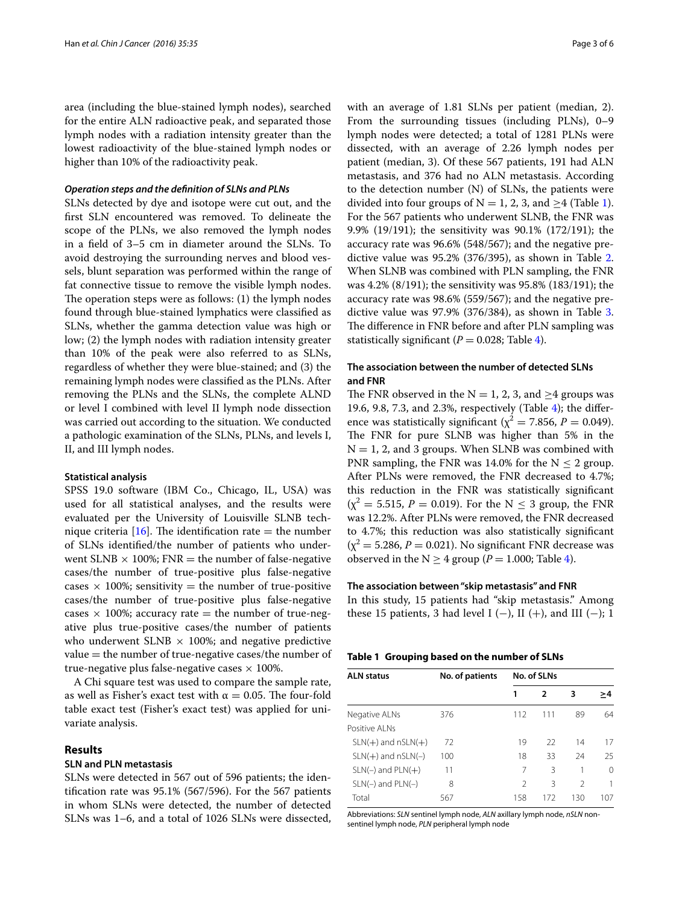area (including the blue-stained lymph nodes), searched for the entire ALN radioactive peak, and separated those lymph nodes with a radiation intensity greater than the lowest radioactivity of the blue-stained lymph nodes or higher than 10% of the radioactivity peak.

#### *Operation steps and the definition of SLNs and PLNs*

SLNs detected by dye and isotope were cut out, and the first SLN encountered was removed. To delineate the scope of the PLNs, we also removed the lymph nodes in a field of 3–5 cm in diameter around the SLNs. To avoid destroying the surrounding nerves and blood vessels, blunt separation was performed within the range of fat connective tissue to remove the visible lymph nodes. The operation steps were as follows: (1) the lymph nodes found through blue-stained lymphatics were classified as SLNs, whether the gamma detection value was high or low; (2) the lymph nodes with radiation intensity greater than 10% of the peak were also referred to as SLNs, regardless of whether they were blue-stained; and (3) the remaining lymph nodes were classified as the PLNs. After removing the PLNs and the SLNs, the complete ALND or level I combined with level II lymph node dissection was carried out according to the situation. We conducted a pathologic examination of the SLNs, PLNs, and levels I, II, and III lymph nodes.

### Statistical analysis

SPSS 19.0 software (IBM Co., Chicago, IL, USA) was used for all statistical analyses, and the results were evaluated per the University of Louisville SLNB technique criteria [16]. The identification rate = the number of SLNs identified/the number of patients who underwent SLNB × 100%; FNR = the number of false-negative cases/the number of true-positive plus false-negative cases × 100%; sensitivity = the number of true-positive cases/the number of true-positive plus false-negative cases × 100%; accuracy rate = the number of true-negative plus true-positive cases/the number of patients who underwent SLNB × 100%; and negative predictive value = the number of true-negative cases/the number of true-negative plus false-negative cases × 100%.

A Chi square test was used to compare the sample rate, as well as Fisher's exact test with $\alpha = 0.05$. The four-fold table exact test (Fisher's exact test) was applied for univariate analysis.

## Results

### SLN and PLN metastasis

SLNs were detected in 567 out of 596 patients; the identification rate was 95.1% (567/596). For the 567 patients in whom SLNs were detected, the number of detected SLNs was 1–6, and a total of 1026 SLNs were dissected, with an average of 1.81 SLNs per patient (median, 2). From the surrounding tissues (including PLNs), 0–9 lymph nodes were detected; a total of 1281 PLNs were dissected, with an average of 2.26 lymph nodes per patient (median, 3). Of these 567 patients, 191 had ALN metastasis, and 376 had no ALN metastasis. According to the detection number (N) of SLNs, the patients were divided into four groups of N = 1, 2, 3, and ≥4 (Table 1). For the 567 patients who underwent SLNB, the FNR was 9.9% (19/191); the sensitivity was 90.1% (172/191); the accuracy rate was 96.6% (548/567); and the negative predictive value was 95.2% (376/395), as shown in Table 2. When SLNB was combined with PLN sampling, the FNR was 4.2% (8/191); the sensitivity was 95.8% (183/191); the accuracy rate was 98.6% (559/567); and the negative predictive value was 97.9% (376/384), as shown in Table 3. The difference in FNR before and after PLN sampling was statistically significant ($P = 0.028$; Table 4).

### The association between the number of detected SLNs and FNR

The FNR observed in the N = 1, 2, 3, and ≥4 groups was 19.6, 9.8, 7.3, and 2.3%, respectively (Table 4); the difference was statistically significant ($\chi^2 = 7.856$, $P = 0.049$). The FNR for pure SLNB was higher than 5% in the N = 1, 2, and 3 groups. When SLNB was combined with PNR sampling, the FNR was 14.0% for the N ≤ 2 group. After PLNs were removed, the FNR decreased to 4.7%; this reduction in the FNR was statistically significant ($\chi^2 = 5.515$, $P = 0.019$). For the N ≤ 3 group, the FNR was 12.2%. After PLNs were removed, the FNR decreased to 4.7%; this reduction was also statistically significant ($\chi^2 = 5.286$, $P = 0.021$). No significant FNR decrease was observed in the N ≥ 4 group ($P = 1.000$; Table 4).

### The association between "skip metastasis" and FNR

In this study, 15 patients had "skip metastasis." Among these 15 patients, 3 had level I (−), II (+), and III (−); 1

**Table 1 Grouping based on the number of SLNs**

| ALN status | No. of patients | No. of SLNs | | | |
|---|---|---|---|---|---|
| | | 1 | 2 | 3 | ≥4 |
| Negative ALNs | 376 | 112 | 111 | 89 | 64 |
| Positive ALNs | | | | | |
| SLN(+) and nSLN(+) | 72 | 19 | 22 | 14 | 17 |
| SLN(+) and nSLN(−) | 100 | 18 | 33 | 24 | 25 |
| SLN(−) and PLN(+) | 11 | 7 | 3 | 1 | 0 |
| SLN(−) and PLN(−) | 8 | 2 | 3 | 2 | 1 |
| Total | 567 | 158 | 172 | 130 | 107 |

Abbreviations: *SLN* sentinel lymph node, *ALN* axillary lymph node, *nSLN* non-sentinel lymph node, *PLN* peripheral lymph node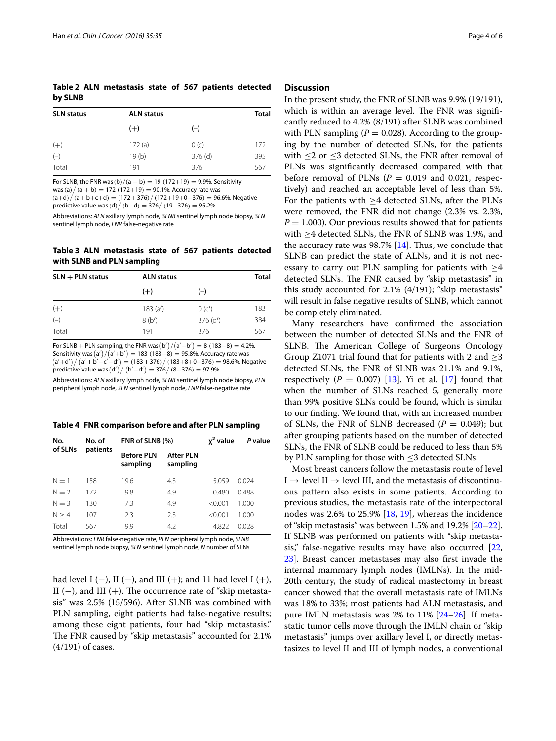**Table 2 ALN metastasis state of 567 patients detected by SLNB**

| SLN status | ALN status | | Total |
|---|---|---|---|
| | (+) | (−) | |
| (+) | 172 (a) | 0 (c) | 172 |
| (−) | 19 (b) | 376 (d) | 395 |
| Total | 191 | 376 | 567 |

For SLNB, the FNR was (b)/(a + b) = 19 (172+19) = 9.9%. Sensitivity was (a)/(a + b) = 172 (172+19) = 90.1%. Accuracy rate was (a+d)/(a + b+c+d) = (172 + 376)/(172+19+0+376) = 96.6%. Negative predictive value was (d)/(b+d) = 376/(19+376) = 95.2%

Abbreviations: *ALN* axillary lymph node, *SLNB* sentinel lymph node biopsy, *SLN* sentinel lymph node, *FNR* false-negative rate

**Table 3 ALN metastasis state of 567 patients detected with SLNB and PLN sampling**

| SLN + PLN status | ALN status | | Total |
|---|---|---|---|
| | (+) | (−) | |
| (+) | 183 (a′) | 0 (c′) | 183 |
| (−) | 8 (b′) | 376 (d′) | 384 |
| Total | 191 | 376 | 567 |

For SLNB + PLN sampling, the FNR was (b′)/(a′+b′) = 8 (183+8) = 4.2%. Sensitivity was (a′)/(a′+b′) = 183 (183+8) = 95.8%. Accuracy rate was (a′+d′)/(a′ + b′+c′+d′) = (183 + 376)/(183+8+0+376) = 98.6%. Negative predictive value was (d′)/(b′+d′) = 376/(8+376) = 97.9%

Abbreviations: *ALN* axillary lymph node, *SLNB* sentinel lymph node biopsy, *PLN* peripheral lymph node, *SLN* sentinel lymph node, *FNR* false-negative rate

**Table 4 FNR comparison before and after PLN sampling**

| No. of SLNs | No. of patients | FNR of SLNB (%) | | $\chi^2$ value | P value |
|---|---|---|---|---|---|
| | | Before PLN sampling | After PLN sampling | | |
| N = 1 | 158 | 19.6 | 4.3 | 5.059 | 0.024 |
| N = 2 | 172 | 9.8 | 4.9 | 0.480 | 0.488 |
| N = 3 | 130 | 7.3 | 4.9 | <0.001 | 1.000 |
| N ≥ 4 | 107 | 2.3 | 2.3 | <0.001 | 1.000 |
| Total | 567 | 9.9 | 4.2 | 4.822 | 0.028 |

Abbreviations: *FNR* false-negative rate, *PLN* peripheral lymph node, *SLNB* sentinel lymph node biopsy, *SLN* sentinel lymph node, *N* number of SLNs

had level I (−), II (−), and III (+); and 11 had level I (+), II (−), and III (+). The occurrence rate of "skip metastasis" was 2.5% (15/596). After SLNB was combined with PLN sampling, eight patients had false-negative results; among these eight patients, four had "skip metastasis." The FNR caused by "skip metastasis" accounted for 2.1% (4/191) of cases.

## Discussion

In the present study, the FNR of SLNB was 9.9% (19/191), which is within an average level. The FNR was significantly reduced to 4.2% (8/191) after SLNB was combined with PLN sampling ($P = 0.028$). According to the grouping by the number of detected SLNs, for the patients with ≤2 or ≤3 detected SLNs, the FNR after removal of PLNs was significantly decreased compared with that before removal of PLNs ($P = 0.019$ and 0.021, respectively) and reached an acceptable level of less than 5%. For the patients with ≥4 detected SLNs, after the PLNs were removed, the FNR did not change (2.3% vs. 2.3%, $P = 1.000$). Our previous results showed that for patients with ≥4 detected SLNs, the FNR of SLNB was 1.9%, and the accuracy rate was 98.7% [14]. Thus, we conclude that SLNB can predict the state of ALNs, and it is not necessary to carry out PLN sampling for patients with ≥4 detected SLNs. The FNR caused by "skip metastasis" in this study accounted for 2.1% (4/191); "skip metastasis" will result in false negative results of SLNB, which cannot be completely eliminated.

Many researchers have confirmed the association between the number of detected SLNs and the FNR of SLNB. The American College of Surgeons Oncology Group Z1071 trial found that for patients with 2 and ≥3 detected SLNs, the FNR of SLNB was 21.1% and 9.1%, respectively ($P = 0.007$) [13]. Yi et al. [17] found that when the number of SLNs reached 5, generally more than 99% positive SLNs could be found, which is similar to our finding. We found that, with an increased number of SLNs, the FNR of SLNB decreased ($P = 0.049$); but after grouping patients based on the number of detected SLNs, the FNR of SLNB could be reduced to less than 5% by PLN sampling for those with ≤3 detected SLNs.

Most breast cancers follow the metastasis route of level I → level II → level III, and the metastasis of discontinuous pattern also exists in some patients. According to previous studies, the metastasis rate of the interpectoral nodes was 2.6% to 25.9% [18, 19], whereas the incidence of "skip metastasis" was between 1.5% and 19.2% [20–22]. If SLNB was performed on patients with "skip metastasis," false-negative results may have also occurred [22, 23]. Breast cancer metastases may also first invade the internal mammary lymph nodes (IMLNs). In the mid-20th century, the study of radical mastectomy in breast cancer showed that the overall metastasis rate of IMLNs was 18% to 33%; most patients had ALN metastasis, and pure IMLN metastasis was 2% to 11% [24–26]. If metastatic tumor cells move through the IMLN chain or "skip metastasis" jumps over axillary level I, or directly metastasizes to level II and III of lymph nodes, a conventional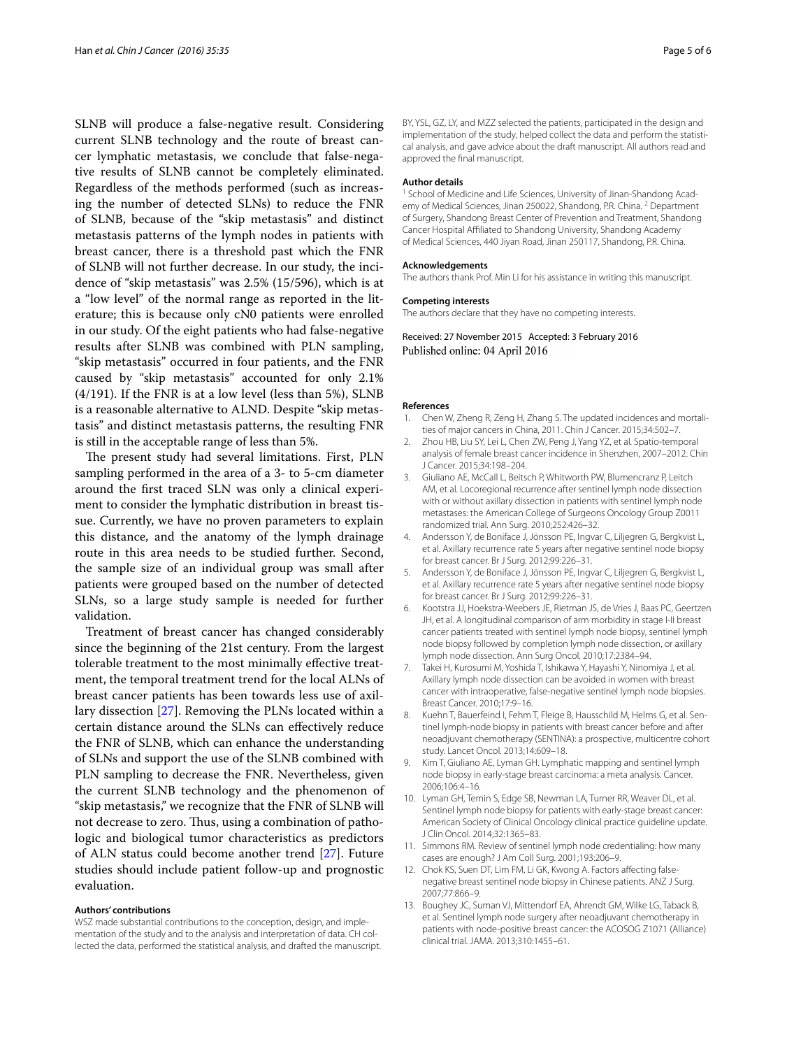SLNB will produce a false-negative result. Considering current SLNB technology and the route of breast cancer lymphatic metastasis, we conclude that false-negative results of SLNB cannot be completely eliminated. Regardless of the methods performed (such as increasing the number of detected SLNs) to reduce the FNR of SLNB, because of the "skip metastasis" and distinct metastasis patterns of the lymph nodes in patients with breast cancer, there is a threshold past which the FNR of SLNB will not further decrease. In our study, the incidence of "skip metastasis" was 2.5% (15/596), which is at a "low level" of the normal range as reported in the literature; this is because only cN0 patients were enrolled in our study. Of the eight patients who had false-negative results after SLNB was combined with PLN sampling, "skip metastasis" occurred in four patients, and the FNR caused by "skip metastasis" accounted for only 2.1% (4/191). If the FNR is at a low level (less than 5%), SLNB is a reasonable alternative to ALND. Despite "skip metastasis" and distinct metastasis patterns, the resulting FNR is still in the acceptable range of less than 5%.

The present study had several limitations. First, PLN sampling performed in the area of a 3- to 5-cm diameter around the first traced SLN was only a clinical experiment to consider the lymphatic distribution in breast tissue. Currently, we have no proven parameters to explain this distance, and the anatomy of the lymph drainage route in this area needs to be studied further. Second, the sample size of an individual group was small after patients were grouped based on the number of detected SLNs, so a large study sample is needed for further validation.

Treatment of breast cancer has changed considerably since the beginning of the 21st century. From the largest tolerable treatment to the most minimally effective treatment, the temporal treatment trend for the local ALNs of breast cancer patients has been towards less use of axillary dissection [27]. Removing the PLNs located within a certain distance around the SLNs can effectively reduce the FNR of SLNB, which can enhance the understanding of SLNs and support the use of the SLNB combined with PLN sampling to decrease the FNR. Nevertheless, given the current SLNB technology and the phenomenon of "skip metastasis," we recognize that the FNR of SLNB will not decrease to zero. Thus, using a combination of pathologic and biological tumor characteristics as predictors of ALN status could become another trend [27]. Future studies should include patient follow-up and prognostic evaluation.

#### Authors' contributions

WSZ made substantial contributions to the conception, design, and implementation of the study and to the analysis and interpretation of data. CH collected the data, performed the statistical analysis, and drafted the manuscript. BY, YSL, GZ, LY, and MZZ selected the patients, participated in the design and implementation of the study, helped collect the data and perform the statistical analysis, and gave advice about the draft manuscript. All authors read and approved the final manuscript.

#### Author details

[1] School of Medicine and Life Sciences, University of Jinan-Shandong Academy of Medical Sciences, Jinan 250022, Shandong, P.R. China. [2] Department of Surgery, Shandong Breast Center of Prevention and Treatment, Shandong Cancer Hospital Affiliated to Shandong University, Shandong Academy of Medical Sciences, 440 Jiyan Road, Jinan 250117, Shandong, P.R. China.

#### Acknowledgements

The authors thank Prof. Min Li for his assistance in writing this manuscript.

#### Competing interests

The authors declare that they have no competing interests.

Received: 27 November 2015 Accepted: 3 February 2016
Published online: 04 April 2016

#### References

1. Chen W, Zheng R, Zeng H, Zhang S. The updated incidences and mortalities of major cancers in China, 2011. Chin J Cancer. 2015;34:502–7.
2. Zhou HB, Liu SY, Lei L, Chen ZW, Peng J, Yang YZ, et al. Spatio-temporal analysis of female breast cancer incidence in Shenzhen, 2007–2012. Chin J Cancer. 2015;34:198–204.
3. Giuliano AE, McCall L, Beitsch P, Whitworth PW, Blumencranz P, Leitch AM, et al. Locoregional recurrence after sentinel lymph node dissection with or without axillary dissection in patients with sentinel lymph node metastases: the American College of Surgeons Oncology Group Z0011 randomized trial. Ann Surg. 2010;252:426–32.
4. Andersson Y, de Boniface J, Jönsson PE, Ingvar C, Liljegren G, Bergkvist L, et al. Axillary recurrence rate 5 years after negative sentinel node biopsy for breast cancer. Br J Surg. 2012;99:226–31.
5. Andersson Y, de Boniface J, Jönsson PE, Ingvar C, Liljegren G, Bergkvist L, et al. Axillary recurrence rate 5 years after negative sentinel node biopsy for breast cancer. Br J Surg. 2012;99:226–31.
6. Kootstra JJ, Hoekstra-Weebers JE, Rietman JS, de Vries J, Baas PC, Geertzen JH, et al. A longitudinal comparison of arm morbidity in stage I-II breast cancer patients treated with sentinel lymph node biopsy, sentinel lymph node biopsy followed by completion lymph node dissection, or axillary lymph node dissection. Ann Surg Oncol. 2010;17:2384–94.
7. Takei H, Kurosumi M, Yoshida T, Ishikawa Y, Hayashi Y, Ninomiya J, et al. Axillary lymph node dissection can be avoided in women with breast cancer with intraoperative, false-negative sentinel lymph node biopsies. Breast Cancer. 2010;17:9–16.
8. Kuehn T, Bauerfeind I, Fehm T, Fleige B, Hausschild M, Helms G, et al. Sentinel lymph-node biopsy in patients with breast cancer before and after neoadjuvant chemotherapy (SENTINA): a prospective, multicentre cohort study. Lancet Oncol. 2013;14:609–18.
9. Kim T, Giuliano AE, Lyman GH. Lymphatic mapping and sentinel lymph node biopsy in early-stage breast carcinoma: a meta analysis. Cancer. 2006;106:4–16.
10. Lyman GH, Temin S, Edge SB, Newman LA, Turner RR, Weaver DL, et al. Sentinel lymph node biopsy for patients with early-stage breast cancer: American Society of Clinical Oncology clinical practice guideline update. J Clin Oncol. 2014;32:1365–83.
11. Simmons RM. Review of sentinel lymph node credentialing: how many cases are enough? J Am Coll Surg. 2001;193:206–9.
12. Chok KS, Suen DT, Lim FM, Li GK, Kwong A. Factors affecting false-negative breast sentinel node biopsy in Chinese patients. ANZ J Surg. 2007;77:866–9.
13. Boughey JC, Suman VJ, Mittendorf EA, Ahrendt GM, Wilke LG, Taback B, et al. Sentinel lymph node surgery after neoadjuvant chemotherapy in patients with node-positive breast cancer: the ACOSOG Z1071 (Alliance) clinical trial. JAMA. 2013;310:1455–61.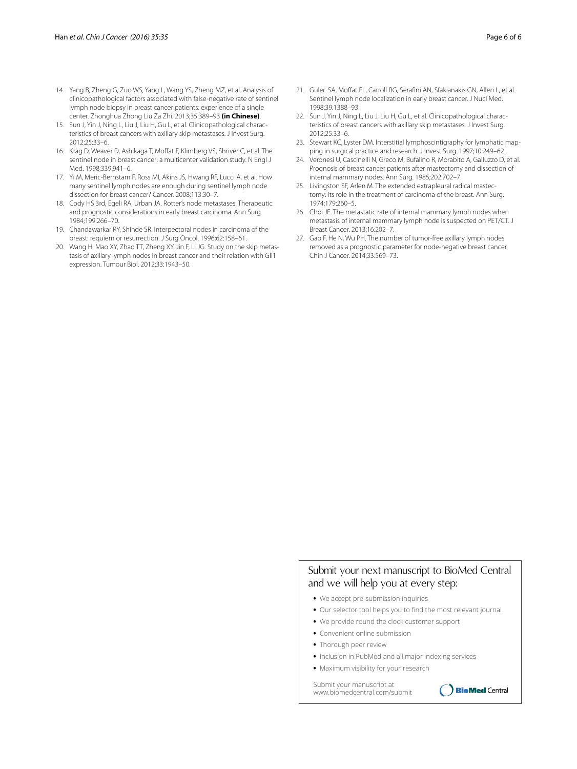14. Yang B, Zheng G, Zuo WS, Yang L, Wang YS, Zheng MZ, et al. Analysis of clinicopathological factors associated with false-negative rate of sentinel lymph node biopsy in breast cancer patients: experience of a single center. Zhonghua Zhong Liu Za Zhi. 2013;35:389–93 **(in Chinese)**.
15. Sun J, Yin J, Ning L, Liu J, Liu H, Gu L, et al. Clinicopathological characteristics of breast cancers with axillary skip metastases. J Invest Surg. 2012;25:33–6.
16. Krag D, Weaver D, Ashikaga T, Moffat F, Klimberg VS, Shriver C, et al. The sentinel node in breast cancer: a multicenter validation study. N Engl J Med. 1998;339:941–6.
17. Yi M, Meric-Bernstam F, Ross MI, Akins JS, Hwang RF, Lucci A, et al. How many sentinel lymph nodes are enough during sentinel lymph node dissection for breast cancer? Cancer. 2008;113:30–7.
18. Cody HS 3rd, Egeli RA, Urban JA. Rotter's node metastases. Therapeutic and prognostic considerations in early breast carcinoma. Ann Surg. 1984;199:266–70.
19. Chandawarkar RY, Shinde SR. Interpectoral nodes in carcinoma of the breast: requiem or resurrection. J Surg Oncol. 1996;62:158–61.
20. Wang H, Mao XY, Zhao TT, Zheng XY, Jin F, Li JG. Study on the skip metastasis of axillary lymph nodes in breast cancer and their relation with Gli1 expression. Tumour Biol. 2012;33:1943–50.
21. Gulec SA, Moffat FL, Carroll RG, Serafini AN, Sfakianakis GN, Allen L, et al. Sentinel lymph node localization in early breast cancer. J Nucl Med. 1998;39:1388–93.
22. Sun J, Yin J, Ning L, Liu J, Liu H, Gu L, et al. Clinicopathological characteristics of breast cancers with axillary skip metastases. J Invest Surg. 2012;25:33–6.
23. Stewart KC, Lyster DM. Interstitial lymphoscintigraphy for lymphatic mapping in surgical practice and research. J Invest Surg. 1997;10:249–62.
24. Veronesi U, Cascinelli N, Greco M, Bufalino R, Morabito A, Galluzzo D, et al. Prognosis of breast cancer patients after mastectomy and dissection of internal mammary nodes. Ann Surg. 1985;202:702–7.
25. Livingston SF, Arlen M. The extended extrapleural radical mastectomy: its role in the treatment of carcinoma of the breast. Ann Surg. 1974;179:260–5.
26. Choi JE. The metastatic rate of internal mammary lymph nodes when metastasis of internal mammary lymph node is suspected on PET/CT. J Breast Cancer. 2013;16:202–7.
27. Gao F, He N, Wu PH. The number of tumor-free axillary lymph nodes removed as a prognostic parameter for node-negative breast cancer. Chin J Cancer. 2014;33:569–73.

Submit your next manuscript to BioMed Central and we will help you at every step:

- We accept pre-submission inquiries
- Our selector tool helps you to find the most relevant journal
- We provide round the clock customer support
- Convenient online submission
- Thorough peer review
- Inclusion in PubMed and all major indexing services
- Maximum visibility for your research

Submit your manuscript at www.biomedcentral.com/submit

BioMed Central